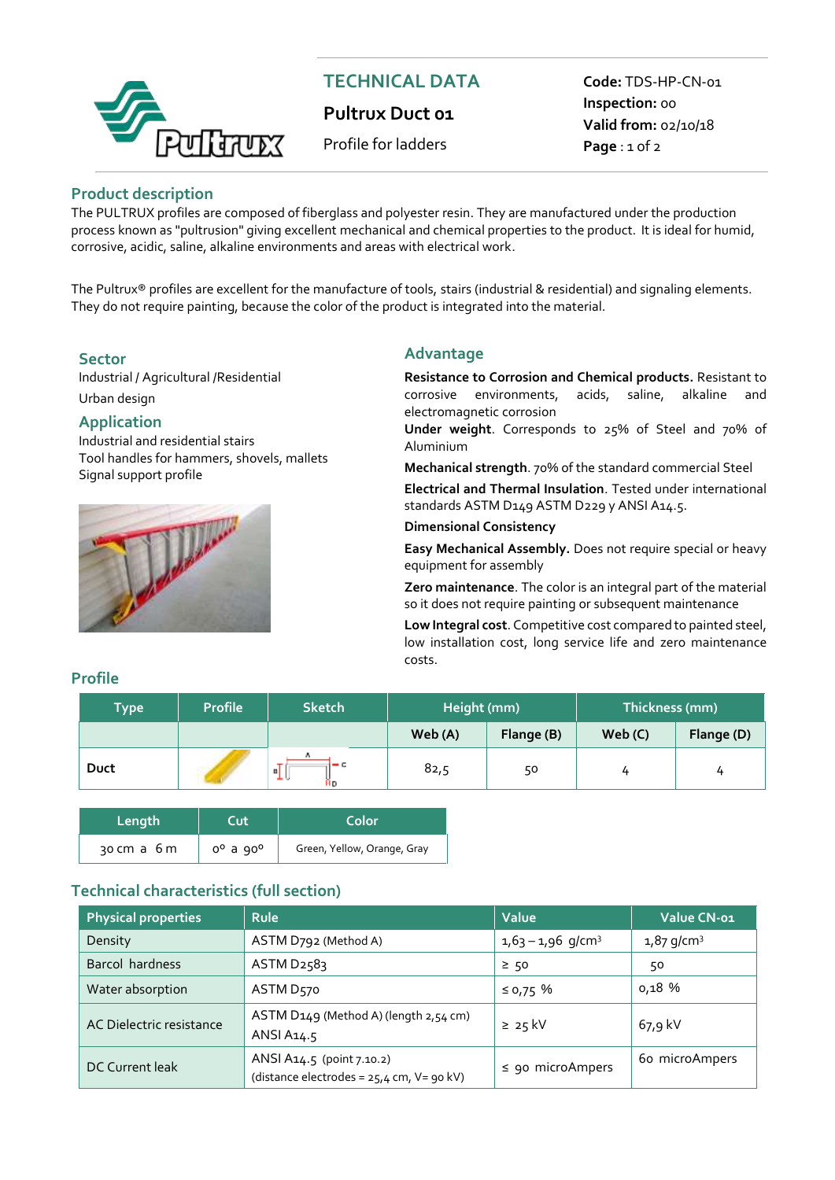# TECHNICAL DATA

## Pultrux Duct 01

Profile for ladders

**Code:** TDS-HP-CN-01
**Inspection:** 00
**Valid from:** 02/10/18

## Product description

The PULTRUX profiles are composed of fiberglass and polyester resin. They are manufactured under the production process known as "pultrusion" giving excellent mechanical and chemical properties to the product. It is ideal for humid, corrosive, acidic, saline, alkaline environments and areas with electrical work.

The Pultrux® profiles are excellent for the manufacture of tools, stairs (industrial & residential) and signaling elements. They do not require painting, because the color of the product is integrated into the material.

## Sector

Industrial / Agricultural /Residential

Urban design

## Application

Industrial and residential stairs
Tool handles for hammers, shovels, mallets
Signal support profile

## Advantage

**Resistance to Corrosion and Chemical products.** Resistant to corrosive environments, acids, saline, alkaline and electromagnetic corrosion

**Under weight**. Corresponds to 25% of Steel and 70% of Aluminium

**Mechanical strength**. 70% of the standard commercial Steel

**Electrical and Thermal Insulation**. Tested under international standards ASTM D149 ASTM D229 y ANSI A14.5.

**Dimensional Consistency**

**Easy Mechanical Assembly.** Does not require special or heavy equipment for assembly

**Zero maintenance**. The color is an integral part of the material so it does not require painting or subsequent maintenance

**Low Integral cost**. Competitive cost compared to painted steel, low installation cost, long service life and zero maintenance costs.

## Profile

| Type | Profile | Sketch | Height (mm) | | Thickness (mm) | |
|---|---|---|---|---|---|---|
| | | | Web (A) | Flange (B) | Web (C) | Flange (D) |
| Duct | | | 82,5 | 50 | 4 | 4 |

| Length | Cut | Color |
|---|---|---|
| 30 cm a 6 m | 0º a 90º | Green, Yellow, Orange, Gray |

## Technical characteristics (full section)

| Physical properties | Rule | Value | Value CN-01 |
|---|---|---|---|
| Density | ASTM D792 (Method A) | 1,63 – 1,96 g/cm³ | 1,87 g/cm³ |
| Barcol hardness | ASTM D2583 | ≥ 50 | 50 |
| Water absorption | ASTM D570 | ≤ 0,75 % | 0,18 % |
| AC Dielectric resistance | ASTM D149 (Method A) (length 2,54 cm) ANSI A14.5 | ≥ 25 kV | 67,9 kV |
| DC Current leak | ANSI A14.5 (point 7.10.2) (distance electrodes = 25,4 cm, V= 90 kV) | ≤ 90 microAmpers | 60 microAmpers |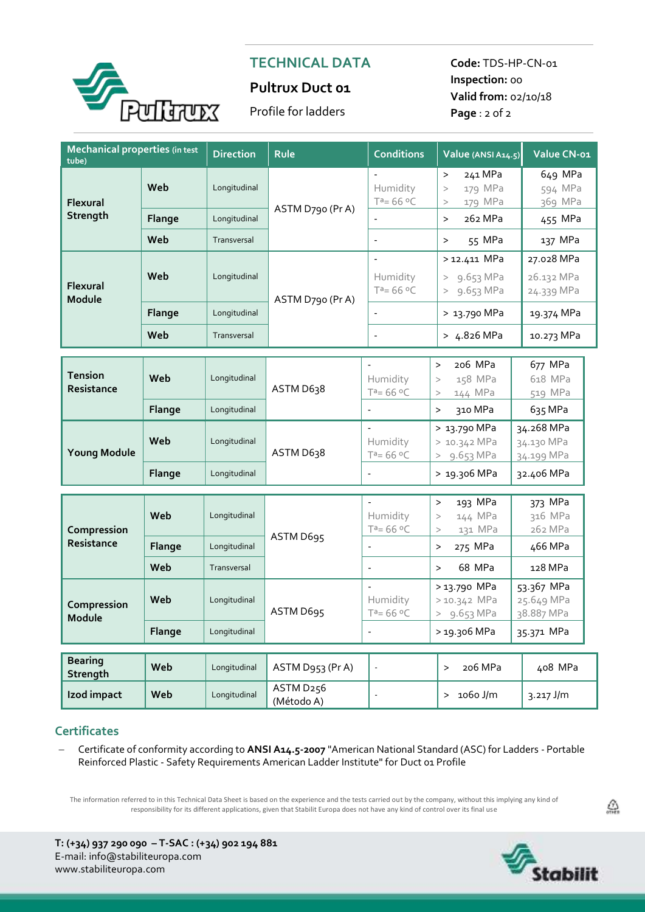# TECHNICAL DATA

## Pultrux Duct 01

Profile for ladders

**Code:** TDS-HP-CN-01
**Inspection:** 00
**Valid from:** 02/10/18

| Mechanical properties (in test tube) | | Direction | Rule | Conditions | Value (ANSI A14.5) | Value CN-01 |
|---|---|---|---|---|---|---|
| Flexural Strength | Web | Longitudinal | ASTM D790 (Pr A) | - | > 241 MPa | 649 MPa |
| | | | | Humidity | > 179 MPa | 594 MPa |
| | | | | Tª= 66 ºC | > 179 MPa | 369 MPa |
| | Flange | Longitudinal | | - | > 262 MPa | 455 MPa |
| | Web | Transversal | | - | > 55 MPa | 137 MPa |
| Flexural Module | Web | Longitudinal | ASTM D790 (Pr A) | - | > 12.411 MPa | 27.028 MPa |
| | | | | Humidity | > 9.653 MPa | 26.132 MPa |
| | | | | Tª= 66 ºC | > 9.653 MPa | 24.339 MPa |
| | Flange | Longitudinal | | - | > 13.790 MPa | 19.374 MPa |
| | Web | Transversal | | - | > 4.826 MPa | 10.273 MPa |
| Tension Resistance | Web | Longitudinal | ASTM D638 | - | > 206 MPa | 677 MPa |
| | | | | Humidity | > 158 MPa | 618 MPa |
| | | | | Tª= 66 ºC | > 144 MPa | 519 MPa |
| | Flange | Longitudinal | | - | > 310 MPa | 635 MPa |
| Young Module | Web | Longitudinal | ASTM D638 | - | > 13.790 MPa | 34.268 MPa |
| | | | | Humidity | > 10.342 MPa | 34.130 MPa |
| | | | | Tª= 66 ºC | > 9.653 MPa | 34.199 MPa |
| | Flange | Longitudinal | | - | > 19.306 MPa | 32.406 MPa |
| Compression Resistance | Web | Longitudinal | ASTM D695 | - | > 193 MPa | 373 MPa |
| | | | | Humidity | > 144 MPa | 316 MPa |
| | | | | Tª= 66 ºC | > 131 MPa | 262 MPa |
| | Flange | Longitudinal | | - | > 275 MPa | 466 MPa |
| | Web | Transversal | | - | > 68 MPa | 128 MPa |
| Compression Module | Web | Longitudinal | ASTM D695 | - | > 13.790 MPa | 53.367 MPa |
| | | | | Humidity | > 10.342 MPa | 25.649 MPa |
| | | | | Tª= 66 ºC | > 9.653 MPa | 38.887 MPa |
| | Flange | Longitudinal | | - | > 19.306 MPa | 35.371 MPa |
| Bearing Strength | Web | Longitudinal | ASTM D953 (Pr A) | - | > 206 MPa | 408 MPa |
| Izod impact | Web | Longitudinal | ASTM D256 (Método A) | - | > 1060 J/m | 3.217 J/m |

## Certificates

- Certificate of conformity according to **ANSI A14.5-2007** "American National Standard (ASC) for Ladders - Portable Reinforced Plastic - Safety Requirements American Ladder Institute" for Duct 01 Profile

The information referred to in this Technical Data Sheet is based on the experience and the tests carried out by the company, without this implying any kind of responsibility for its different applications, given that Stabilit Europa does not have any kind of control over its final use

**T: (+34) 937 290 090 – T-SAC : (+34) 902 194 881**
E-mail: info@stabiliteuropa.com
www.stabiliteuropa.com